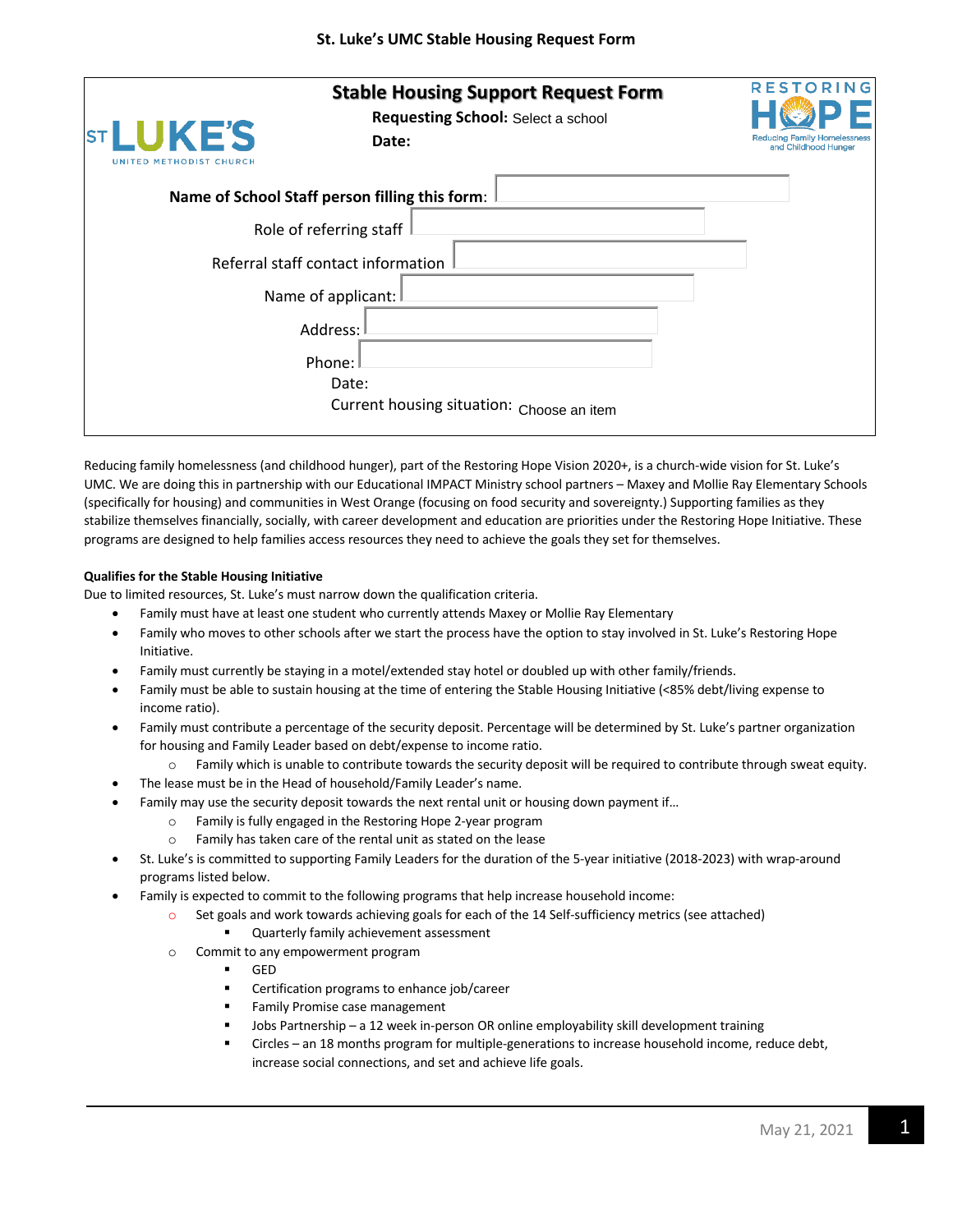# St. Luke's UMC Stable Housing Request Form

## Stable Housing Support Request Form

**Requesting School:** Select a school

**Date:**

**Name of School Staff person filling this form:**

Role of referring staff

Referral staff contact information

Name of applicant:

Address:

Phone:

Date:

Current housing situation: Choose an item

Reducing family homelessness (and childhood hunger), part of the Restoring Hope Vision 2020+, is a church-wide vision for St. Luke's UMC. We are doing this in partnership with our Educational IMPACT Ministry school partners – Maxey and Mollie Ray Elementary Schools (specifically for housing) and communities in West Orange (focusing on food security and sovereignty.) Supporting families as they stabilize themselves financially, socially, with career development and education are priorities under the Restoring Hope Initiative. These programs are designed to help families access resources they need to achieve the goals they set for themselves.

**Qualifies for the Stable Housing Initiative**

Due to limited resources, St. Luke's must narrow down the qualification criteria.

- Family must have at least one student who currently attends Maxey or Mollie Ray Elementary
- Family who moves to other schools after we start the process have the option to stay involved in St. Luke's Restoring Hope Initiative.
- Family must currently be staying in a motel/extended stay hotel or doubled up with other family/friends.
- Family must be able to sustain housing at the time of entering the Stable Housing Initiative (<85% debt/living expense to income ratio).
- Family must contribute a percentage of the security deposit. Percentage will be determined by St. Luke's partner organization for housing and Family Leader based on debt/expense to income ratio.
  - Family which is unable to contribute towards the security deposit will be required to contribute through sweat equity.
- The lease must be in the Head of household/Family Leader's name.
- Family may use the security deposit towards the next rental unit or housing down payment if…
  - Family is fully engaged in the Restoring Hope 2-year program
  - Family has taken care of the rental unit as stated on the lease
- St. Luke's is committed to supporting Family Leaders for the duration of the 5-year initiative (2018-2023) with wrap-around programs listed below.
- Family is expected to commit to the following programs that help increase household income:
  - Set goals and work towards achieving goals for each of the 14 Self-sufficiency metrics (see attached)
    - Quarterly family achievement assessment
  - Commit to any empowerment program
    - GED
    - Certification programs to enhance job/career
    - Family Promise case management
    - Jobs Partnership – a 12 week in-person OR online employability skill development training
    - Circles – an 18 months program for multiple-generations to increase household income, reduce debt, increase social connections, and set and achieve life goals.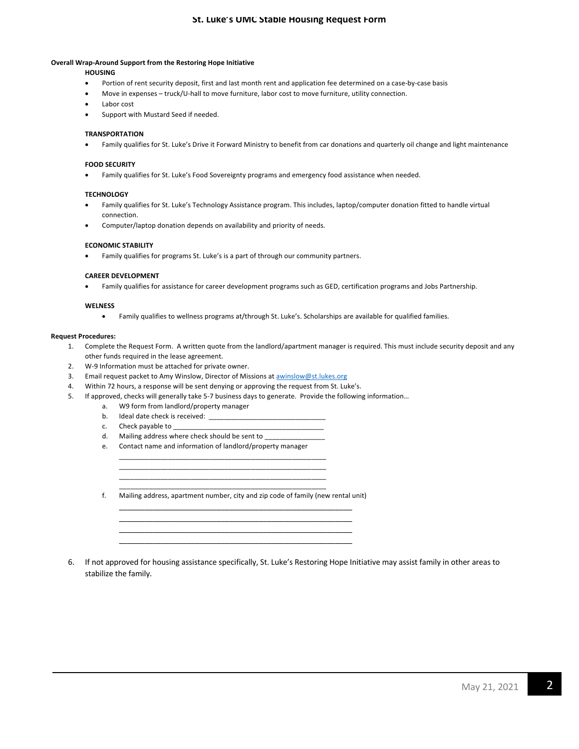**Overall Wrap-Around Support from the Restoring Hope Initiative**

**HOUSING**

- Portion of rent security deposit, first and last month rent and application fee determined on a case-by-case basis
- Move in expenses – truck/U-hall to move furniture, labor cost to move furniture, utility connection.
- Labor cost
- Support with Mustard Seed if needed.

**TRANSPORTATION**

- Family qualifies for St. Luke's Drive it Forward Ministry to benefit from car donations and quarterly oil change and light maintenance

**FOOD SECURITY**

- Family qualifies for St. Luke's Food Sovereignty programs and emergency food assistance when needed.

**TECHNOLOGY**

- Family qualifies for St. Luke's Technology Assistance program. This includes, laptop/computer donation fitted to handle virtual connection.
- Computer/laptop donation depends on availability and priority of needs.

**ECONOMIC STABILITY**

- Family qualifies for programs St. Luke's is a part of through our community partners.

**CAREER DEVELOPMENT**

- Family qualifies for assistance for career development programs such as GED, certification programs and Jobs Partnership.

**WELNESS**

- Family qualifies to wellness programs at/through St. Luke's. Scholarships are available for qualified families.

**Request Procedures:**

1. Complete the Request Form. A written quote from the landlord/apartment manager is required. This must include security deposit and any other funds required in the lease agreement.
2. W-9 Information must be attached for private owner.
3. Email request packet to Amy Winslow, Director of Missions at awinslow@st.lukes.org
4. Within 72 hours, a response will be sent denying or approving the request from St. Luke's.
5. If approved, checks will generally take 5-7 business days to generate. Provide the following information…
   a. W9 form from landlord/property manager
   b. Ideal date check is received: ______________________________
   c. Check payable to _______________________________________
   d. Mailing address where check should be sent to _______________
   e. Contact name and information of landlord/property manager
      ______________________________________________________
      ______________________________________________________
      ______________________________________________________
      ______________________________________________________
   f. Mailing address, apartment number, city and zip code of family (new rental unit)
      ____________________________________________________________
      ____________________________________________________________
      ____________________________________________________________
      ____________________________________________________________
6. If not approved for housing assistance specifically, St. Luke's Restoring Hope Initiative may assist family in other areas to stabilize the family.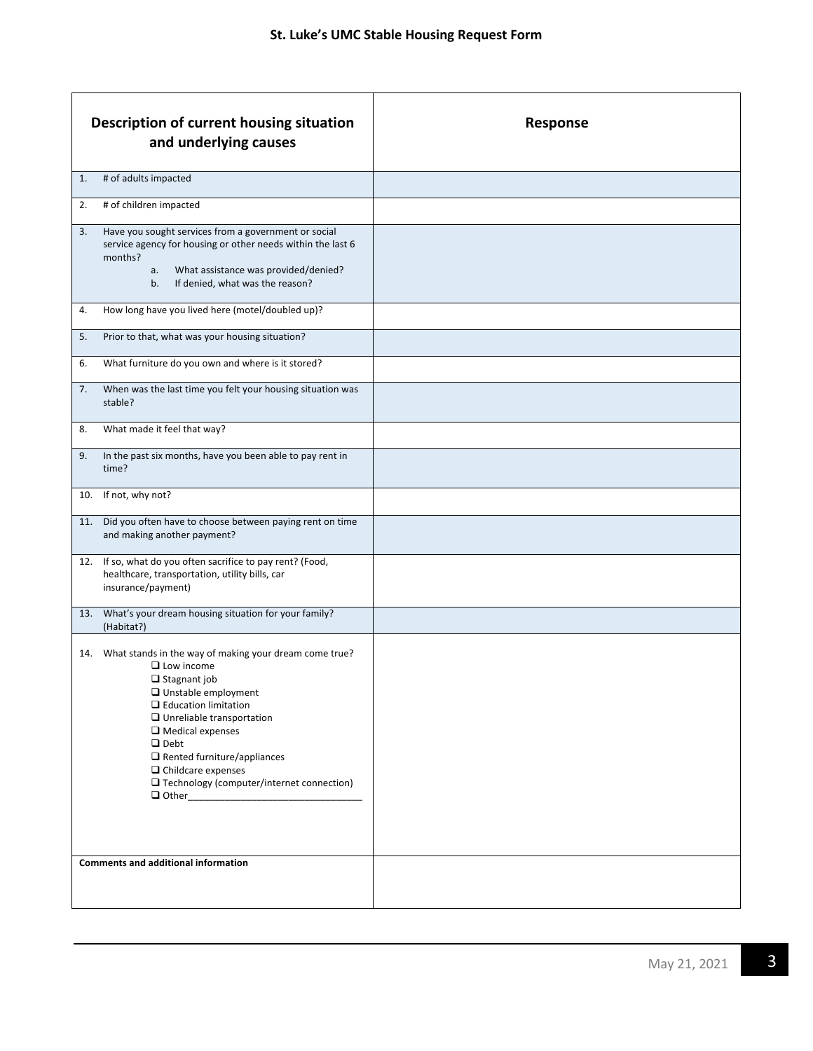# St. Luke's UMC Stable Housing Request Form

| Description of current housing situation and underlying causes | Response |
|---|---|
| 1. # of adults impacted | |
| 2. # of children impacted | |
| 3. Have you sought services from a government or social service agency for housing or other needs within the last 6 months?<br>a. What assistance was provided/denied?<br>b. If denied, what was the reason? | |
| 4. How long have you lived here (motel/doubled up)? | |
| 5. Prior to that, what was your housing situation? | |
| 6. What furniture do you own and where is it stored? | |
| 7. When was the last time you felt your housing situation was stable? | |
| 8. What made it feel that way? | |
| 9. In the past six months, have you been able to pay rent in time? | |
| 10. If not, why not? | |
| 11. Did you often have to choose between paying rent on time and making another payment? | |
| 12. If so, what do you often sacrifice to pay rent? (Food, healthcare, transportation, utility bills, car insurance/payment) | |
| 13. What's your dream housing situation for your family? (Habitat?) | |
| 14. What stands in the way of making your dream come true?<br>❑ Low income<br>❑ Stagnant job<br>❑ Unstable employment<br>❑ Education limitation<br>❑ Unreliable transportation<br>❑ Medical expenses<br>❑ Debt<br>❑ Rented furniture/appliances<br>❑ Childcare expenses<br>❑ Technology (computer/internet connection)<br>❑ Other________________________________ | |
| **Comments and additional information** | |

May 21, 2021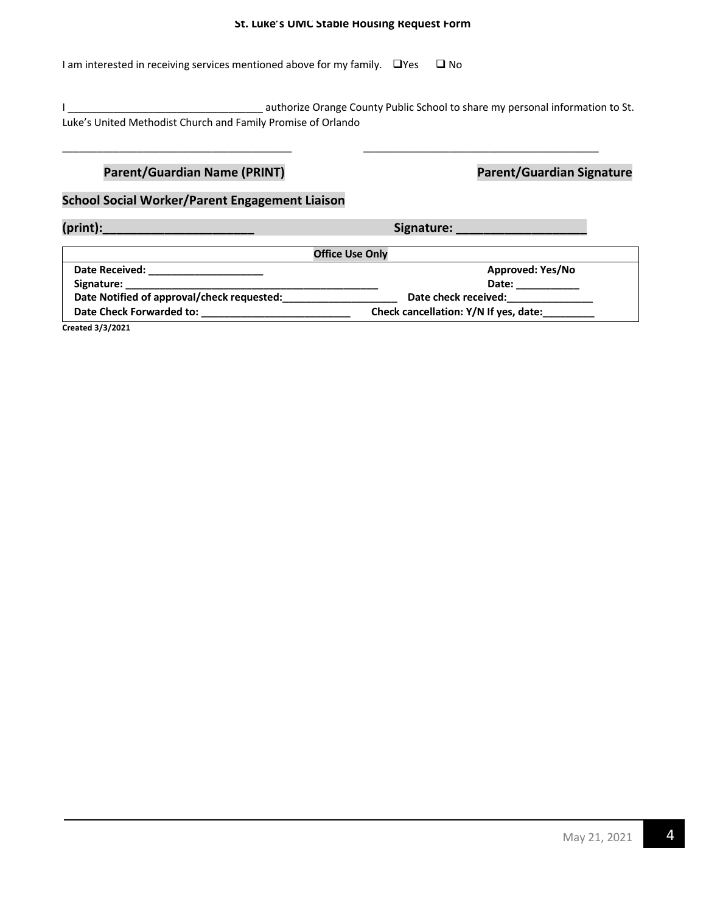**St. Luke's UMC Stable Housing Request Form**

I am interested in receiving services mentioned above for my family. ☐Yes ☐ No

I _________________________________ authorize Orange County Public School to share my personal information to St. Luke's United Methodist Church and Family Promise of Orlando

_______________________________________ _______________________________________

**Parent/Guardian Name (PRINT)** **Parent/Guardian Signature**

**School Social Worker/Parent Engagement Liaison**

**(print):_____________________** **Signature: __________________**

| **Office Use Only** | |
|---|---|
| **Date Received: ___________________** | **Approved: Yes/No** |
| **Signature: ____________________________________________** | **Date: ___________** |
| **Date Notified of approval/check requested:___________________** | **Date check received:______________** |
| **Date Check Forwarded to: _________________________** | **Check cancellation: Y/N If yes, date:_________** |

**Created 3/3/2021**

May 21, 2021